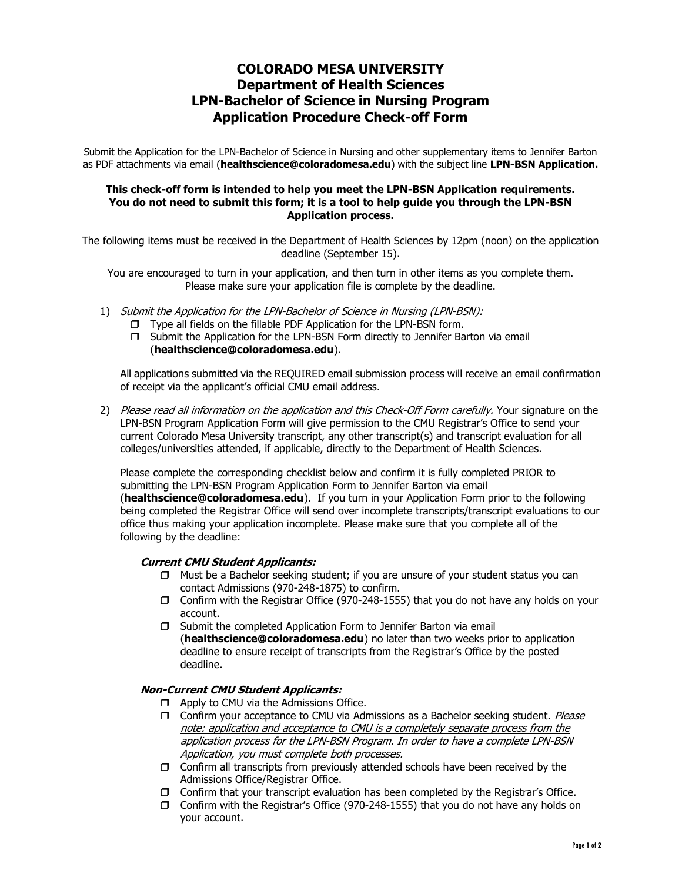# COLORADO MESA UNIVERSITY
## Department of Health Sciences
## LPN-Bachelor of Science in Nursing Program
## Application Procedure Check-off Form

Submit the Application for the LPN-Bachelor of Science in Nursing and other supplementary items to Jennifer Barton as PDF attachments via email (**healthscience@coloradomesa.edu**) with the subject line **LPN-BSN Application.**

**This check-off form is intended to help you meet the LPN-BSN Application requirements. You do not need to submit this form; it is a tool to help guide you through the LPN-BSN Application process.**

The following items must be received in the Department of Health Sciences by 12pm (noon) on the application deadline (September 15).

You are encouraged to turn in your application, and then turn in other items as you complete them. Please make sure your application file is complete by the deadline.

1) *Submit the Application for the LPN-Bachelor of Science in Nursing (LPN-BSN):*
   - ❒ Type all fields on the fillable PDF Application for the LPN-BSN form.
   - ❒ Submit the Application for the LPN-BSN Form directly to Jennifer Barton via email (**healthscience@coloradomesa.edu**).

   All applications submitted via the <u>REQUIRED</u> email submission process will receive an email confirmation of receipt via the applicant's official CMU email address.

2) *Please read all information on the application and this Check-Off Form carefully.* Your signature on the LPN-BSN Program Application Form will give permission to the CMU Registrar's Office to send your current Colorado Mesa University transcript, any other transcript(s) and transcript evaluation for all colleges/universities attended, if applicable, directly to the Department of Health Sciences.

   Please complete the corresponding checklist below and confirm it is fully completed PRIOR to submitting the LPN-BSN Program Application Form to Jennifer Barton via email (**healthscience@coloradomesa.edu**). If you turn in your Application Form prior to the following being completed the Registrar Office will send over incomplete transcripts/transcript evaluations to our office thus making your application incomplete. Please make sure that you complete all of the following by the deadline:

   ***Current CMU Student Applicants:***
   - ❒ Must be a Bachelor seeking student; if you are unsure of your student status you can contact Admissions (970-248-1875) to confirm.
   - ❒ Confirm with the Registrar Office (970-248-1555) that you do not have any holds on your account.
   - ❒ Submit the completed Application Form to Jennifer Barton via email (**healthscience@coloradomesa.edu**) no later than two weeks prior to application deadline to ensure receipt of transcripts from the Registrar's Office by the posted deadline.

   ***Non-Current CMU Student Applicants:***
   - ❒ Apply to CMU via the Admissions Office.
   - ❒ Confirm your acceptance to CMU via Admissions as a Bachelor seeking student. <u>*Please note: application and acceptance to CMU is a completely separate process from the application process for the LPN-BSN Program. In order to have a complete LPN-BSN Application, you must complete both processes.*</u>
   - ❒ Confirm all transcripts from previously attended schools have been received by the Admissions Office/Registrar Office.
   - ❒ Confirm that your transcript evaluation has been completed by the Registrar's Office.
   - ❒ Confirm with the Registrar's Office (970-248-1555) that you do not have any holds on your account.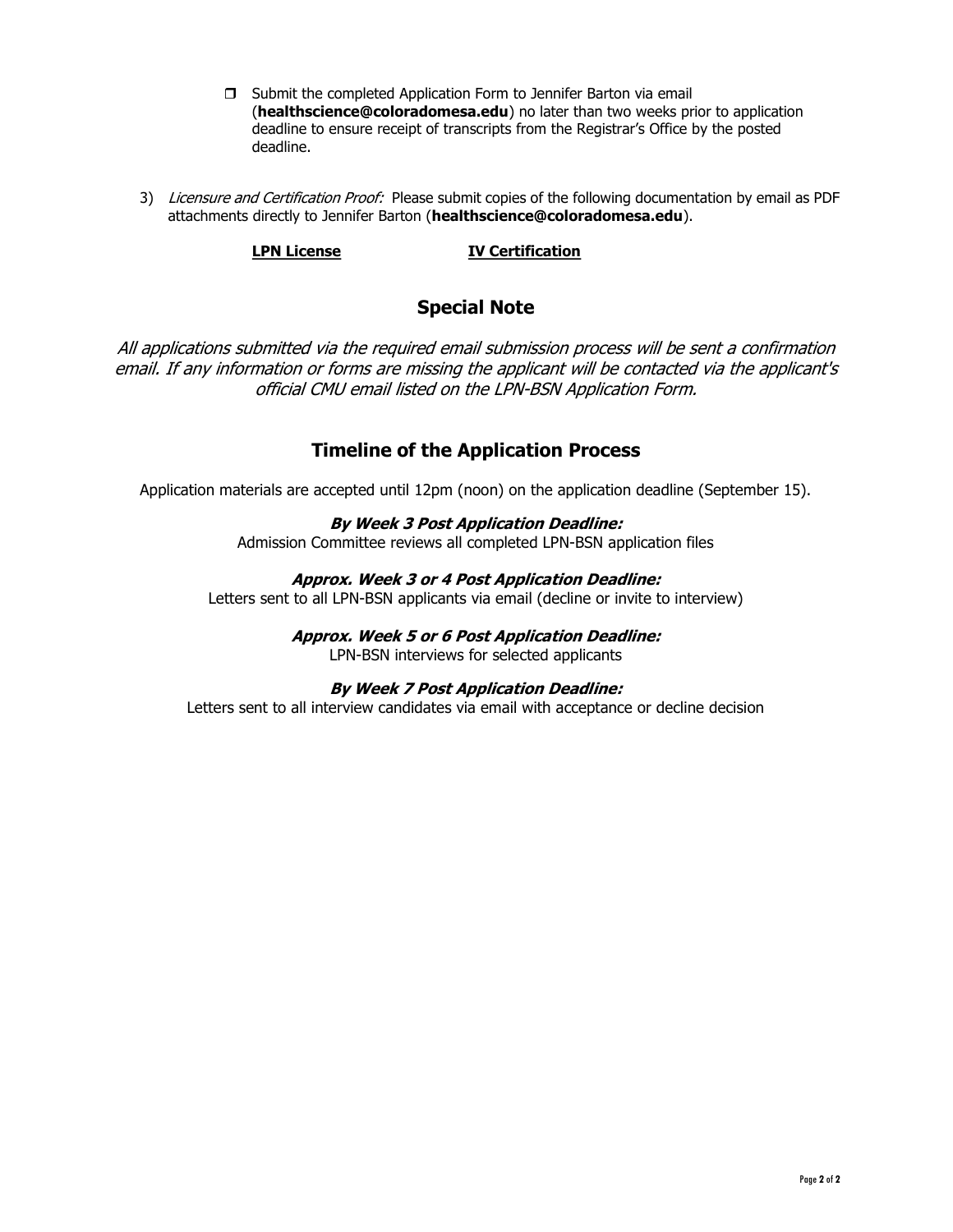- ❒ Submit the completed Application Form to Jennifer Barton via email (**healthscience@coloradomesa.edu**) no later than two weeks prior to application deadline to ensure receipt of transcripts from the Registrar's Office by the posted deadline.

3) *Licensure and Certification Proof:* Please submit copies of the following documentation by email as PDF attachments directly to Jennifer Barton (**healthscience@coloradomesa.edu**).

   **LPN License** **IV Certification**

## Special Note

*All applications submitted via the required email submission process will be sent a confirmation email. If any information or forms are missing the applicant will be contacted via the applicant's official CMU email listed on the LPN-BSN Application Form.*

## Timeline of the Application Process

Application materials are accepted until 12pm (noon) on the application deadline (September 15).

***By Week 3 Post Application Deadline:***
Admission Committee reviews all completed LPN-BSN application files

***Approx. Week 3 or 4 Post Application Deadline:***
Letters sent to all LPN-BSN applicants via email (decline or invite to interview)

***Approx. Week 5 or 6 Post Application Deadline:***
LPN-BSN interviews for selected applicants

***By Week 7 Post Application Deadline:***
Letters sent to all interview candidates via email with acceptance or decline decision